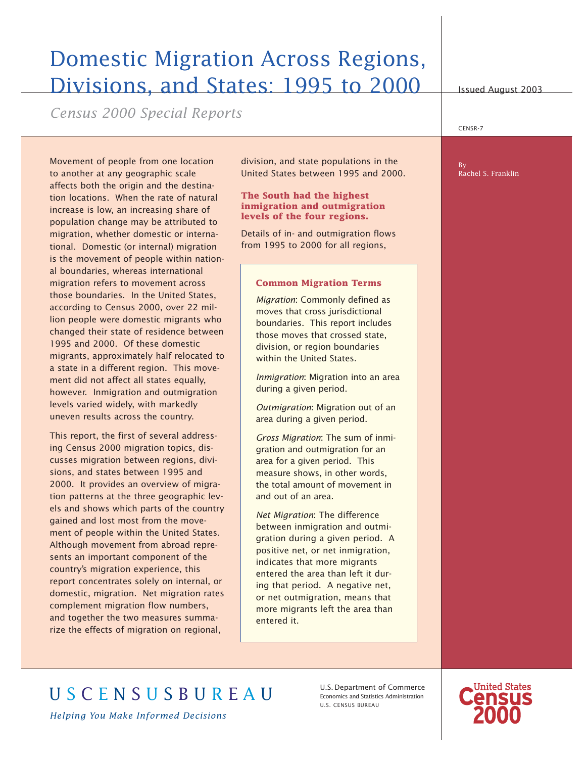# Domestic Migration Across Regions, Divisions, and States: 1995 to 2000

*Census 2000 Special Reports*

Issued August 2003

CENSR-7

By
Rachel S. Franklin

Movement of people from one location to another at any geographic scale affects both the origin and the destination locations. When the rate of natural increase is low, an increasing share of population change may be attributed to migration, whether domestic or international. Domestic (or internal) migration is the movement of people within national boundaries, whereas international migration refers to movement across those boundaries. In the United States, according to Census 2000, over 22 million people were domestic migrants who changed their state of residence between 1995 and 2000. Of these domestic migrants, approximately half relocated to a state in a different region. This movement did not affect all states equally, however. Inmigration and outmigration levels varied widely, with markedly uneven results across the country.

This report, the first of several addressing Census 2000 migration topics, discusses migration between regions, divisions, and states between 1995 and 2000. It provides an overview of migration patterns at the three geographic levels and shows which parts of the country gained and lost most from the movement of people within the United States. Although movement from abroad represents an important component of the country's migration experience, this report concentrates solely on internal, or domestic, migration. Net migration rates complement migration flow numbers, and together the two measures summarize the effects of migration on regional, division, and state populations in the United States between 1995 and 2000.

### The South had the highest inmigration and outmigration levels of the four regions.

Details of in- and outmigration flows from 1995 to 2000 for all regions,

> **Common Migration Terms**
>
> *Migration*: Commonly defined as moves that cross jurisdictional boundaries. This report includes those moves that crossed state, division, or region boundaries within the United States.
>
> *Inmigration*: Migration into an area during a given period.
>
> *Outmigration*: Migration out of an area during a given period.
>
> *Gross Migration*: The sum of inmigration and outmigration for an area for a given period. This measure shows, in other words, the total amount of movement in and out of an area.
>
> *Net Migration*: The difference between inmigration and outmigration during a given period. A positive net, or net inmigration, indicates that more migrants entered the area than left it during that period. A negative net, or net outmigration, means that more migrants left the area than entered it.

USCENSUSBUREAU

*Helping You Make Informed Decisions*

U.S. Department of Commerce
Economics and Statistics Administration
U.S. CENSUS BUREAU

United States Census 2000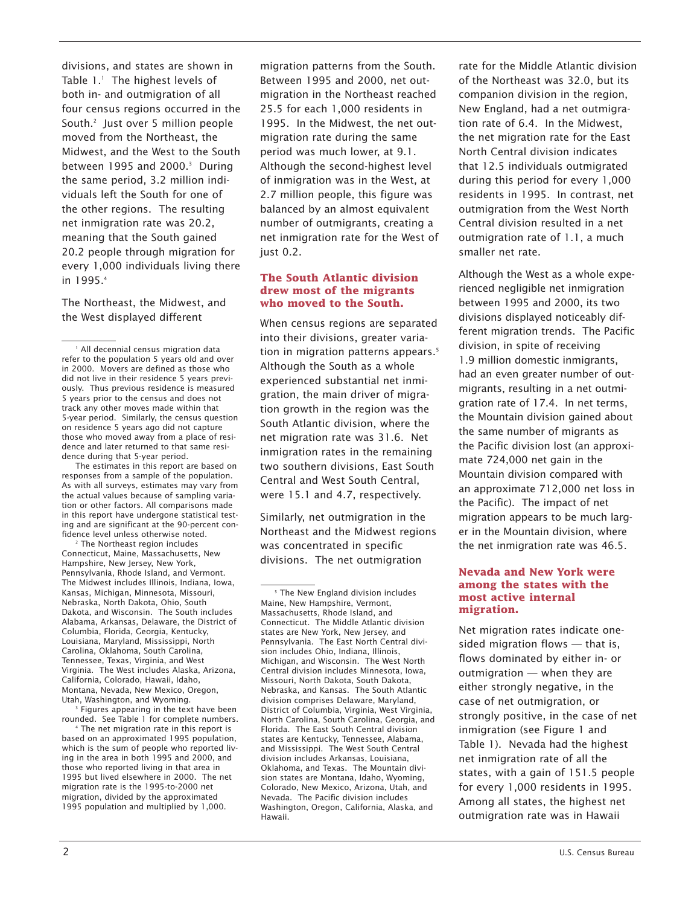divisions, and states are shown in Table 1.[1] The highest levels of both in- and outmigration of all four census regions occurred in the South.[2] Just over 5 million people moved from the Northeast, the Midwest, and the West to the South between 1995 and 2000.[3] During the same period, 3.2 million individuals left the South for one of the other regions. The resulting net inmigration rate was 20.2, meaning that the South gained 20.2 people through migration for every 1,000 individuals living there in 1995.[4]

The Northeast, the Midwest, and the West displayed different migration patterns from the South. Between 1995 and 2000, net outmigration in the Northeast reached 25.5 for each 1,000 residents in 1995. In the Midwest, the net outmigration rate during the same period was much lower, at 9.1. Although the second-highest level of inmigration was in the West, at 2.7 million people, this figure was balanced by an almost equivalent number of outmigrants, creating a net inmigration rate for the West of just 0.2.

### The South Atlantic division drew most of the migrants who moved to the South.

When census regions are separated into their divisions, greater variation in migration patterns appears.[5] Although the South as a whole experienced substantial net inmigration, the main driver of migration growth in the region was the South Atlantic division, where the net migration rate was 31.6. Net inmigration rates in the remaining two southern divisions, East South Central and West South Central, were 15.1 and 4.7, respectively.

Similarly, net outmigration in the Northeast and the Midwest regions was concentrated in specific divisions. The net outmigration rate for the Middle Atlantic division of the Northeast was 32.0, but its companion division in the region, New England, had a net outmigration rate of 6.4. In the Midwest, the net migration rate for the East North Central division indicates that 12.5 individuals outmigrated during this period for every 1,000 residents in 1995. In contrast, net outmigration from the West North Central division resulted in a net outmigration rate of 1.1, a much smaller net rate.

Although the West as a whole experienced negligible net inmigration between 1995 and 2000, its two divisions displayed noticeably different migration trends. The Pacific division, in spite of receiving 1.9 million domestic inmigrants, had an even greater number of outmigrants, resulting in a net outmigration rate of 17.4. In net terms, the Mountain division gained about the same number of migrants as the Pacific division lost (an approximate 724,000 net gain in the Mountain division compared with an approximate 712,000 net loss in the Pacific). The impact of net migration appears to be much larger in the Mountain division, where the net inmigration rate was 46.5.

### Nevada and New York were among the states with the most active internal migration.

Net migration rates indicate one-sided migration flows — that is, flows dominated by either in- or outmigration — when they are either strongly negative, in the case of net outmigration, or strongly positive, in the case of net inmigration (see Figure 1 and Table 1). Nevada had the highest net inmigration rate of all the states, with a gain of 151.5 people for every 1,000 residents in 1995. Among all states, the highest net outmigration rate was in Hawaii

---

[1] All decennial census migration data refer to the population 5 years old and over in 2000. Movers are defined as those who did not live in their residence 5 years previously. Thus previous residence is measured 5 years prior to the census and does not track any other moves made within that 5-year period. Similarly, the census question on residence 5 years ago did not capture those who moved away from a place of residence and later returned to that same residence during that 5-year period.

The estimates in this report are based on responses from a sample of the population. As with all surveys, estimates may vary from the actual values because of sampling variation or other factors. All comparisons made in this report have undergone statistical testing and are significant at the 90-percent confidence level unless otherwise noted.

[2] The Northeast region includes Connecticut, Maine, Massachusetts, New Hampshire, New Jersey, New York, Pennsylvania, Rhode Island, and Vermont. The Midwest includes Illinois, Indiana, Iowa, Kansas, Michigan, Minnesota, Missouri, Nebraska, North Dakota, Ohio, South Dakota, and Wisconsin. The South includes Alabama, Arkansas, Delaware, the District of Columbia, Florida, Georgia, Kentucky, Louisiana, Maryland, Mississippi, North Carolina, Oklahoma, South Carolina, Tennessee, Texas, Virginia, and West Virginia. The West includes Alaska, Arizona, California, Colorado, Hawaii, Idaho, Montana, Nevada, New Mexico, Oregon, Utah, Washington, and Wyoming.

[3] Figures appearing in the text have been rounded. See Table 1 for complete numbers.

[4] The net migration rate in this report is based on an approximated 1995 population, which is the sum of people who reported living in the area in both 1995 and 2000, and those who reported living in that area in 1995 but lived elsewhere in 2000. The net migration rate is the 1995-to-2000 net migration, divided by the approximated 1995 population and multiplied by 1,000.

[5] The New England division includes Maine, New Hampshire, Vermont, Massachusetts, Rhode Island, and Connecticut. The Middle Atlantic division states are New York, New Jersey, and Pennsylvania. The East North Central division includes Ohio, Indiana, Illinois, Michigan, and Wisconsin. The West North Central division includes Minnesota, Iowa, Missouri, North Dakota, South Dakota, Nebraska, and Kansas. The South Atlantic division comprises Delaware, Maryland, District of Columbia, Virginia, West Virginia, North Carolina, South Carolina, Georgia, and Florida. The East South Central division states are Kentucky, Tennessee, Alabama, and Mississippi. The West South Central division includes Arkansas, Louisiana, Oklahoma, and Texas. The Mountain division states are Montana, Idaho, Wyoming, Colorado, New Mexico, Arizona, Utah, and Nevada. The Pacific division includes Washington, Oregon, California, Alaska, and Hawaii.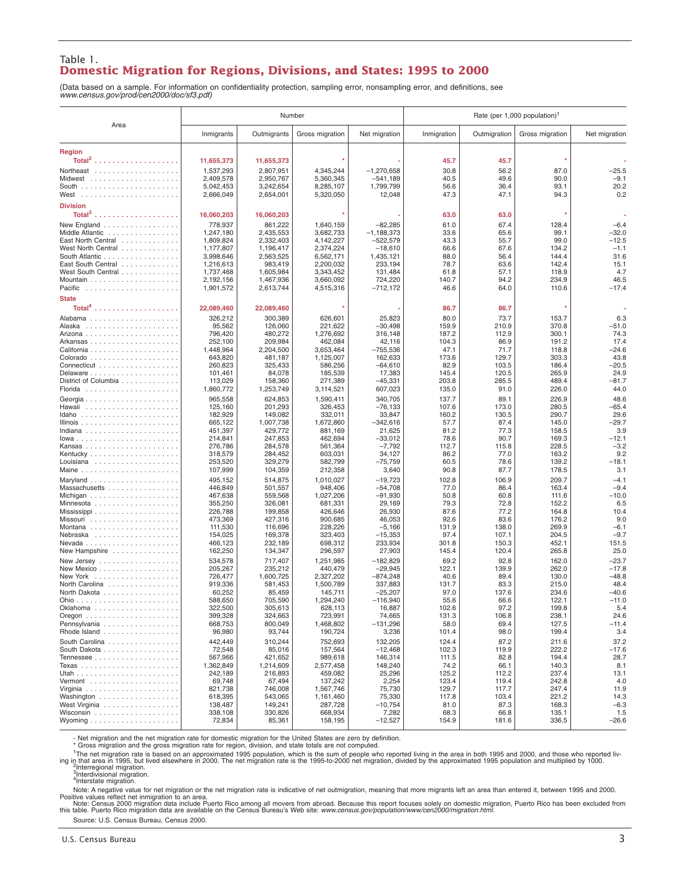## Table 1.
# Domestic Migration for Regions, Divisions, and States: 1995 to 2000

(Data based on a sample. For information on confidentiality protection, sampling error, nonsampling error, and definitions, see *www.census.gov/prod/cen2000/doc/sf3.pdf*)

| Area | Number | | | | Rate (per 1,000 population)[1] | | | |
|---|---|---|---|---|---|---|---|---|
| | Inmigrants | Outmigrants | Gross migration | Net migration | Immigration | Outmigration | Gross migration | Net migration |
| **Region** | | | | | | | | |
| **Total[2]** | **11,655,373** | **11,655,373** | * | - | **45.7** | **45.7** | * | - |
| Northeast | 1,537,293 | 2,807,951 | 4,345,244 | −1,270,658 | 30.8 | 56.2 | 87.0 | −25.5 |
| Midwest | 2,409,578 | 2,950,767 | 5,360,345 | −541,189 | 40.5 | 49.6 | 90.0 | −9.1 |
| South | 5,042,453 | 3,242,654 | 8,285,107 | 1,799,799 | 56.6 | 36.4 | 93.1 | 20.2 |
| West | 2,666,049 | 2,654,001 | 5,320,050 | 12,048 | 47.3 | 47.1 | 94.3 | 0.2 |
| **Division** | | | | | | | | |
| **Total[3]** | **16,060,203** | **16,060,203** | * | - | **63.0** | **63.0** | * | - |
| New England | 778,937 | 861,222 | 1,640,159 | −82,285 | 61.0 | 67.4 | 128.4 | −6.4 |
| Middle Atlantic | 1,247,180 | 2,435,553 | 3,682,733 | −1,188,373 | 33.6 | 65.6 | 99.1 | −32.0 |
| East North Central | 1,809,824 | 2,332,403 | 4,142,227 | −522,579 | 43.3 | 55.7 | 99.0 | −12.5 |
| West North Central | 1,177,807 | 1,196,417 | 2,374,224 | −18,610 | 66.6 | 67.6 | 134.2 | −1.1 |
| South Atlantic | 3,998,646 | 2,563,525 | 6,562,171 | 1,435,121 | 88.0 | 56.4 | 144.4 | 31.6 |
| East South Central | 1,216,613 | 983,419 | 2,200,032 | 233,194 | 78.7 | 63.6 | 142.4 | 15.1 |
| West South Central | 1,737,468 | 1,605,984 | 3,343,452 | 131,484 | 61.8 | 57.1 | 118.9 | 4.7 |
| Mountain | 2,192,156 | 1,467,936 | 3,660,092 | 724,220 | 140.7 | 94.2 | 234.9 | 46.5 |
| Pacific | 1,901,572 | 2,613,744 | 4,515,316 | −712,172 | 46.6 | 64.0 | 110.6 | −17.4 |
| **State** | | | | | | | | |
| **Total[4]** | **22,089,460** | **22,089,460** | * | - | **86.7** | **86.7** | * | - |
| Alabama | 326,212 | 300,389 | 626,601 | 25,823 | 80.0 | 73.7 | 153.7 | 6.3 |
| Alaska | 95,562 | 126,060 | 221,622 | −30,498 | 159.9 | 210.9 | 370.8 | −51.0 |
| Arizona | 796,420 | 480,272 | 1,276,692 | 316,148 | 187.2 | 112.9 | 300.1 | 74.3 |
| Arkansas | 252,100 | 209,984 | 462,084 | 42,116 | 104.3 | 86.9 | 191.2 | 17.4 |
| California | 1,448,964 | 2,204,500 | 3,653,464 | −755,536 | 47.1 | 71.7 | 118.8 | −24.6 |
| Colorado | 643,820 | 481,187 | 1,125,007 | 162,633 | 173.6 | 129.7 | 303.3 | 43.8 |
| Connecticut | 260,823 | 325,433 | 586,256 | −64,610 | 82.9 | 103.5 | 186.4 | −20.5 |
| Delaware | 101,461 | 84,078 | 185,539 | 17,383 | 145.4 | 120.5 | 265.9 | 24.9 |
| District of Columbia | 113,029 | 158,360 | 271,389 | −45,331 | 203.8 | 285.5 | 489.4 | −81.7 |
| Florida | 1,860,772 | 1,253,749 | 3,114,521 | 607,023 | 135.0 | 91.0 | 226.0 | 44.0 |
| Georgia | 965,558 | 624,853 | 1,590,411 | 340,705 | 137.7 | 89.1 | 226.9 | 48.6 |
| Hawaii | 125,160 | 201,293 | 326,453 | −76,133 | 107.6 | 173.0 | 280.5 | −65.4 |
| Idaho | 182,929 | 149,082 | 332,011 | 33,847 | 160.2 | 130.5 | 290.7 | 29.6 |
| Illinois | 665,122 | 1,007,738 | 1,672,860 | −342,616 | 57.7 | 87.4 | 145.0 | −29.7 |
| Indiana | 451,397 | 429,772 | 881,169 | 21,625 | 81.2 | 77.3 | 158.5 | 3.9 |
| Iowa | 214,841 | 247,853 | 462,694 | −33,012 | 78.6 | 90.7 | 169.3 | −12.1 |
| Kansas | 276,786 | 284,578 | 561,364 | −7,792 | 112.7 | 115.8 | 228.5 | −3.2 |
| Kentucky | 318,579 | 284,452 | 603,031 | 34,127 | 86.2 | 77.0 | 163.2 | 9.2 |
| Louisiana | 253,520 | 329,279 | 582,799 | −75,759 | 60.5 | 78.6 | 139.2 | −18.1 |
| Maine | 107,999 | 104,359 | 212,358 | 3,640 | 90.8 | 87.7 | 178.5 | 3.1 |
| Maryland | 495,152 | 514,875 | 1,010,027 | −19,723 | 102.8 | 106.9 | 209.7 | −4.1 |
| Massachusetts | 446,849 | 501,557 | 948,406 | −54,708 | 77.0 | 86.4 | 163.4 | −9.4 |
| Michigan | 467,638 | 559,568 | 1,027,206 | −91,930 | 50.8 | 60.8 | 111.6 | −10.0 |
| Minnesota | 355,250 | 326,081 | 681,331 | 29,169 | 79.3 | 72.8 | 152.2 | 6.5 |
| Mississippi | 226,788 | 199,858 | 426,646 | 26,930 | 87.6 | 77.2 | 164.8 | 10.4 |
| Missouri | 473,369 | 427,316 | 900,685 | 46,053 | 92.6 | 83.6 | 176.2 | 9.0 |
| Montana | 111,530 | 116,696 | 228,226 | −5,166 | 131.9 | 138.0 | 269.9 | −6.1 |
| Nebraska | 154,025 | 169,378 | 323,403 | −15,353 | 97.4 | 107.1 | 204.5 | −9.7 |
| Nevada | 466,123 | 232,189 | 698,312 | 233,934 | 301.8 | 150.3 | 452.1 | 151.5 |
| New Hampshire | 162,250 | 134,347 | 296,597 | 27,903 | 145.4 | 120.4 | 265.8 | 25.0 |
| New Jersey | 534,578 | 717,407 | 1,251,985 | −182,829 | 69.2 | 92.8 | 162.0 | −23.7 |
| New Mexico | 205,267 | 235,212 | 440,479 | −29,945 | 122.1 | 139.9 | 262.0 | −17.8 |
| New York | 726,477 | 1,600,725 | 2,327,202 | −874,248 | 40.6 | 89.4 | 130.0 | −48.8 |
| North Carolina | 919,336 | 581,453 | 1,500,789 | 337,883 | 131.7 | 83.3 | 215.0 | 48.4 |
| North Dakota | 60,252 | 85,459 | 145,711 | −25,207 | 97.0 | 137.6 | 234.6 | −40.6 |
| Ohio | 588,650 | 705,590 | 1,294,240 | −116,940 | 55.6 | 66.6 | 122.1 | −11.0 |
| Oklahoma | 322,500 | 305,613 | 628,113 | 16,887 | 102.6 | 97.2 | 199.8 | 5.4 |
| Oregon | 399,328 | 324,663 | 723,991 | 74,665 | 131.3 | 106.8 | 238.1 | 24.6 |
| Pennsylvania | 668,753 | 800,049 | 1,468,802 | −131,296 | 58.0 | 69.4 | 127.5 | −11.4 |
| Rhode Island | 96,980 | 93,744 | 190,724 | 3,236 | 101.4 | 98.0 | 199.4 | 3.4 |
| South Carolina | 442,449 | 310,244 | 752,693 | 132,205 | 124.4 | 87.2 | 211.6 | 37.2 |
| South Dakota | 72,548 | 85,016 | 157,564 | −12,468 | 102.3 | 119.9 | 222.2 | −17.6 |
| Tennessee | 567,966 | 421,652 | 989,618 | 146,314 | 111.5 | 82.8 | 194.4 | 28.7 |
| Texas | 1,362,849 | 1,214,609 | 2,577,458 | 148,240 | 74.2 | 66.1 | 140.3 | 8.1 |
| Utah | 242,189 | 216,893 | 459,082 | 25,296 | 125.2 | 112.2 | 237.4 | 13.1 |
| Vermont | 69,748 | 67,494 | 137,242 | 2,254 | 123.4 | 119.4 | 242.8 | 4.0 |
| Virginia | 821,738 | 746,008 | 1,567,746 | 75,730 | 129.7 | 117.7 | 247.4 | 11.9 |
| Washington | 618,395 | 543,065 | 1,161,460 | 75,330 | 117.8 | 103.4 | 221.2 | 14.3 |
| West Virginia | 138,487 | 149,241 | 287,728 | −10,754 | 81.0 | 87.3 | 168.3 | −6.3 |
| Wisconsin | 338,108 | 330,826 | 668,934 | 7,282 | 68.3 | 66.8 | 135.1 | 1.5 |
| Wyoming | 72,834 | 85,361 | 158,195 | −12,527 | 154.9 | 181.6 | 336.5 | −26.6 |

- Net migration and the net migration rate for domestic migration for the United States are zero by definition.
* Gross migration and the gross migration rate for region, division, and state totals are not computed.

[1]The net migration rate is based on an approximated 1995 population, which is the sum of people who reported living in the area in both 1995 and 2000, and those who reported living in that area in 1995, but lived elsewhere in 2000. The net migration rate is the 1995-to-2000 net migration, divided by the approximated 1995 population and multiplied by 1000.
[2]Interregional migration.
[3]Interdivisional migration.
[4]Interstate migration.

Note: A negative value for net migration or the net migration rate is indicative of net outmigration, meaning that more migrants left an area than entered it, between 1995 and 2000. Positive values reflect net inmigration to an area.

Note: Census 2000 migration data include Puerto Rico among all movers from abroad. Because this report focuses solely on domestic migration, Puerto Rico has been excluded from this table. Puerto Rico migration data are available on the Census Bureau's Web site: *www.census.gov/population/www/cen2000/migration.html.*

Source: U.S. Census Bureau, Census 2000.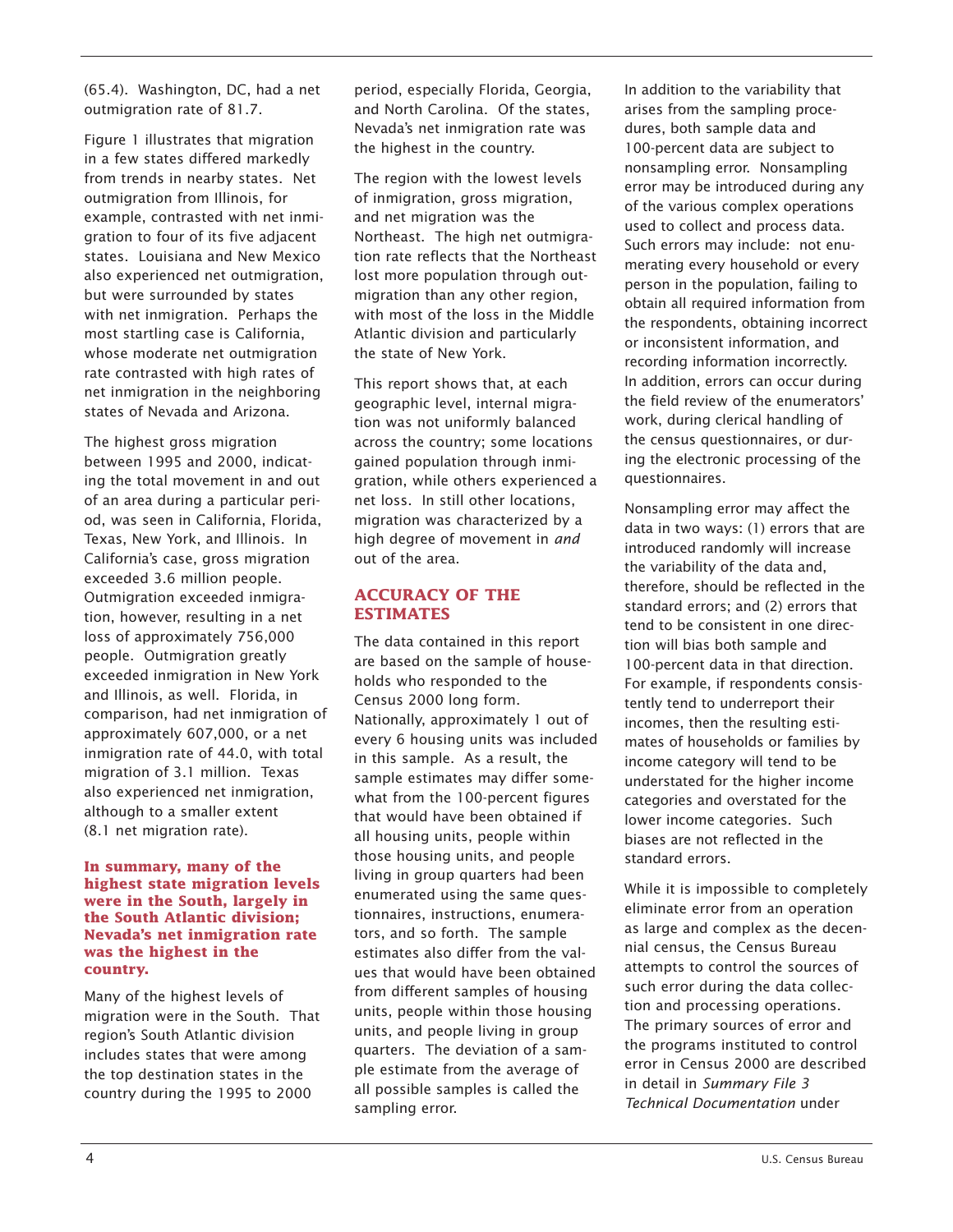(65.4). Washington, DC, had a net outmigration rate of 81.7.

Figure 1 illustrates that migration in a few states differed markedly from trends in nearby states. Net outmigration from Illinois, for example, contrasted with net inmigration to four of its five adjacent states. Louisiana and New Mexico also experienced net outmigration, but were surrounded by states with net inmigration. Perhaps the most startling case is California, whose moderate net outmigration rate contrasted with high rates of net inmigration in the neighboring states of Nevada and Arizona.

The highest gross migration between 1995 and 2000, indicating the total movement in and out of an area during a particular period, was seen in California, Florida, Texas, New York, and Illinois. In California's case, gross migration exceeded 3.6 million people. Outmigration exceeded inmigration, however, resulting in a net loss of approximately 756,000 people. Outmigration greatly exceeded inmigration in New York and Illinois, as well. Florida, in comparison, had net inmigration of approximately 607,000, or a net inmigration rate of 44.0, with total migration of 3.1 million. Texas also experienced net inmigration, although to a smaller extent (8.1 net migration rate).

**In summary, many of the highest state migration levels were in the South, largely in the South Atlantic division; Nevada's net inmigration rate was the highest in the country.**

Many of the highest levels of migration were in the South. That region's South Atlantic division includes states that were among the top destination states in the country during the 1995 to 2000 period, especially Florida, Georgia, and North Carolina. Of the states, Nevada's net inmigration rate was the highest in the country.

The region with the lowest levels of inmigration, gross migration, and net migration was the Northeast. The high net outmigration rate reflects that the Northeast lost more population through outmigration than any other region, with most of the loss in the Middle Atlantic division and particularly the state of New York.

This report shows that, at each geographic level, internal migration was not uniformly balanced across the country; some locations gained population through inmigration, while others experienced a net loss. In still other locations, migration was characterized by a high degree of movement in *and* out of the area.

## ACCURACY OF THE ESTIMATES

The data contained in this report are based on the sample of households who responded to the Census 2000 long form. Nationally, approximately 1 out of every 6 housing units was included in this sample. As a result, the sample estimates may differ somewhat from the 100-percent figures that would have been obtained if all housing units, people within those housing units, and people living in group quarters had been enumerated using the same questionnaires, instructions, enumerators, and so forth. The sample estimates also differ from the values that would have been obtained from different samples of housing units, people within those housing units, and people living in group quarters. The deviation of a sample estimate from the average of all possible samples is called the sampling error.

In addition to the variability that arises from the sampling procedures, both sample data and 100-percent data are subject to nonsampling error. Nonsampling error may be introduced during any of the various complex operations used to collect and process data. Such errors may include: not enumerating every household or every person in the population, failing to obtain all required information from the respondents, obtaining incorrect or inconsistent information, and recording information incorrectly. In addition, errors can occur during the field review of the enumerators' work, during clerical handling of the census questionnaires, or during the electronic processing of the questionnaires.

Nonsampling error may affect the data in two ways: (1) errors that are introduced randomly will increase the variability of the data and, therefore, should be reflected in the standard errors; and (2) errors that tend to be consistent in one direction will bias both sample and 100-percent data in that direction. For example, if respondents consistently tend to underreport their incomes, then the resulting estimates of households or families by income category will tend to be understated for the higher income categories and overstated for the lower income categories. Such biases are not reflected in the standard errors.

While it is impossible to completely eliminate error from an operation as large and complex as the decennial census, the Census Bureau attempts to control the sources of such error during the data collection and processing operations. The primary sources of error and the programs instituted to control error in Census 2000 are described in detail in *Summary File 3 Technical Documentation* under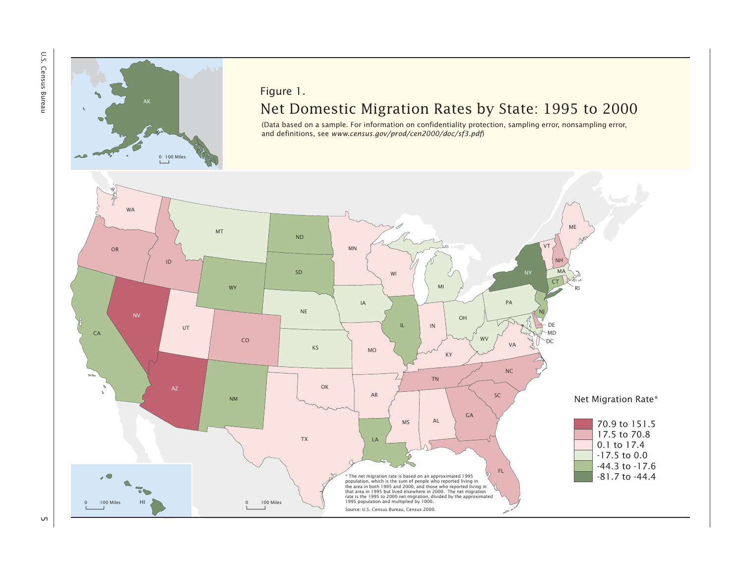Figure 1.

## Net Domestic Migration Rates by State: 1995 to 2000

(Data based on a sample. For information on confidentiality protection, sampling error, nonsampling error, and definitions, see *www.census.gov/prod/cen2000/doc/sf3.pdf*)

**Net Migration Rate***

- 70.9 to 151.5
- 17.5 to 70.8
- 0.1 to 17.4
- -17.5 to 0.0
- -44.3 to -17.6
- -81.7 to -44.4

* The net migration rate is based on an approximated 1995 population, which is the sum of people who reported living in the area in both 1995 and 2000, and those who reported living in that area in 1995 but lived elsewhere in 2000. The net migration rate is the 1995 to 2000 net migration, divided by the approximated 1995 population and multiplied by 1000.

Source: U.S. Census Bureau, Census 2000.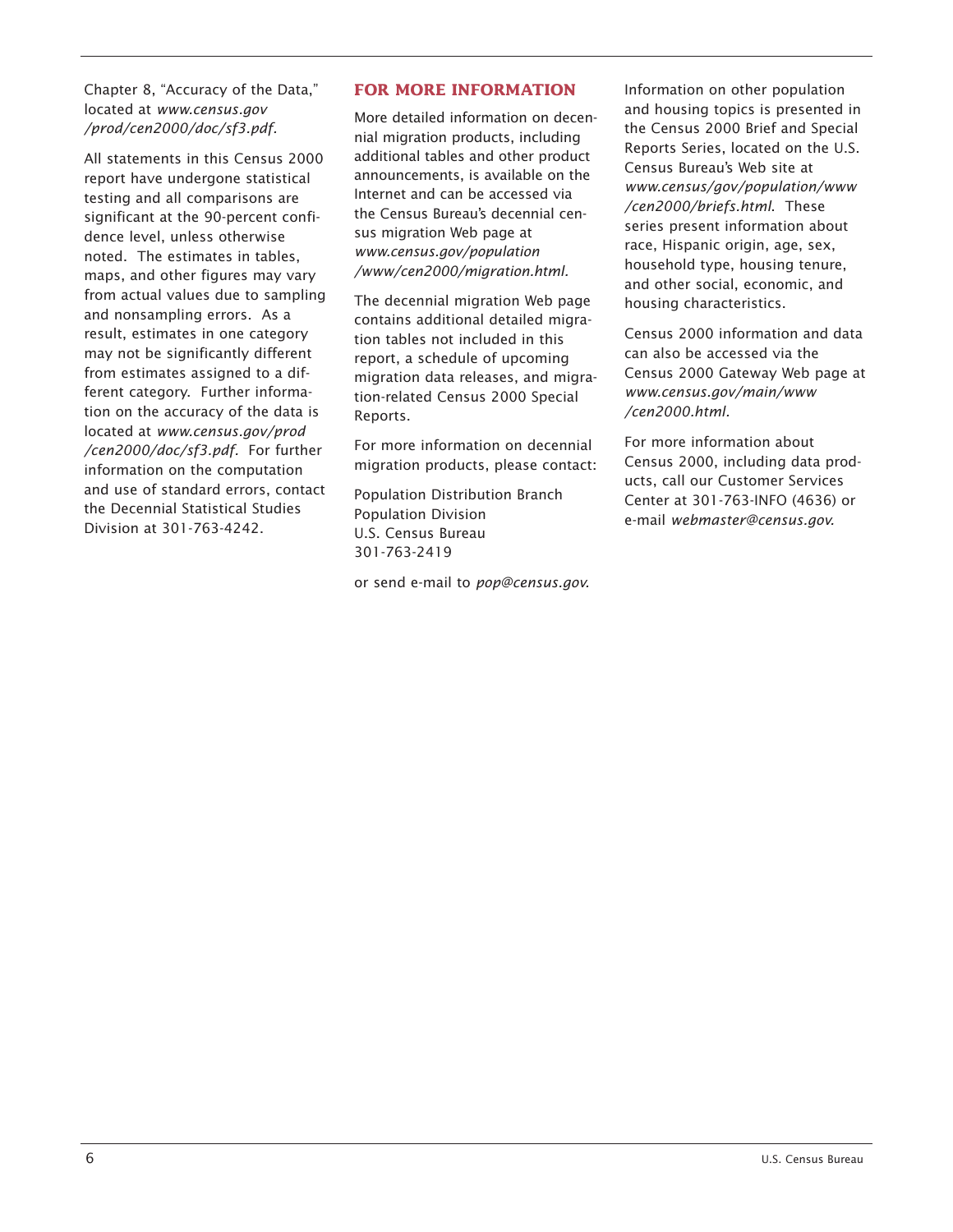Chapter 8, "Accuracy of the Data," located at *www.census.gov/prod/cen2000/doc/sf3.pdf*.

All statements in this Census 2000 report have undergone statistical testing and all comparisons are significant at the 90-percent confidence level, unless otherwise noted. The estimates in tables, maps, and other figures may vary from actual values due to sampling and nonsampling errors. As a result, estimates in one category may not be significantly different from estimates assigned to a different category. Further information on the accuracy of the data is located at *www.census.gov/prod/cen2000/doc/sf3.pdf*. For further information on the computation and use of standard errors, contact the Decennial Statistical Studies Division at 301-763-4242.

## FOR MORE INFORMATION

More detailed information on decennial migration products, including additional tables and other product announcements, is available on the Internet and can be accessed via the Census Bureau's decennial census migration Web page at *www.census.gov/population/www/cen2000/migration.html.*

The decennial migration Web page contains additional detailed migration tables not included in this report, a schedule of upcoming migration data releases, and migration-related Census 2000 Special Reports.

For more information on decennial migration products, please contact:

Population Distribution Branch
Population Division
U.S. Census Bureau
301-763-2419

or send e-mail to *pop@census.gov.*

Information on other population and housing topics is presented in the Census 2000 Brief and Special Reports Series, located on the U.S. Census Bureau's Web site at *www.census/gov/population/www/cen2000/briefs.html*. These series present information about race, Hispanic origin, age, sex, household type, housing tenure, and other social, economic, and housing characteristics.

Census 2000 information and data can also be accessed via the Census 2000 Gateway Web page at *www.census.gov/main/www/cen2000.html.*

For more information about Census 2000, including data products, call our Customer Services Center at 301-763-INFO (4636) or e-mail *webmaster@census.gov.*